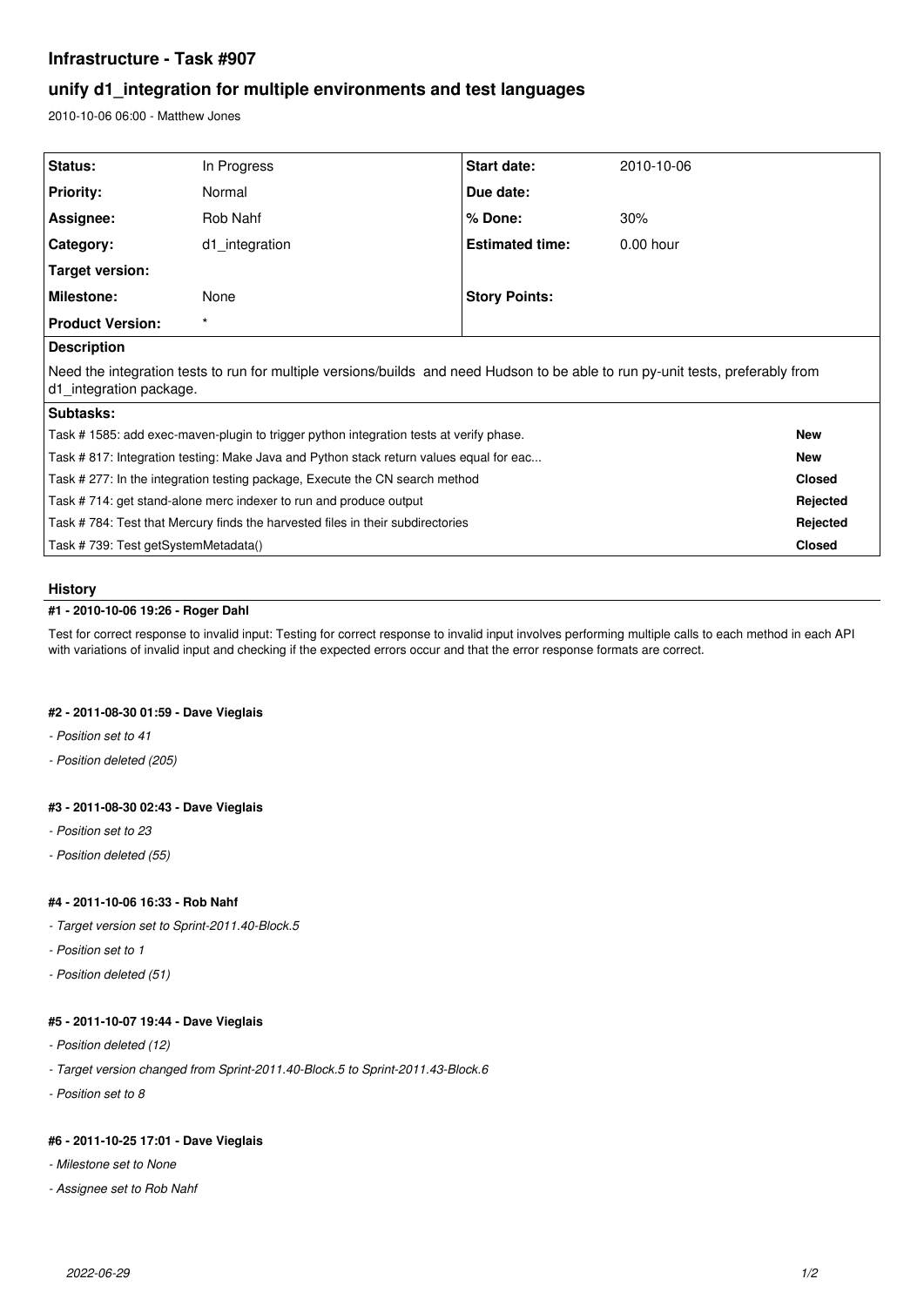# Infrastructure - Task #907

## unify d1_integration for multiple environments and test languages

2010-10-06 06:00 - Matthew Jones

| Status: | In Progress | Start date: | 2010-10-06 |
|---|---|---|---|
| Priority: | Normal | Due date: | |
| Assignee: | Rob Nahf | % Done: | 30% |
| Category: | d1_integration | Estimated time: | 0.00 hour |
| Target version: | | | |
| Milestone: | None | Story Points: | |
| Product Version: | * | | |

**Description**

Need the integration tests to run for multiple versions/builds and need Hudson to be able to run py-unit tests, preferably from d1_integration package.

**Subtasks:**

| Task | Status |
|---|---|
| Task # 1585: add exec-maven-plugin to trigger python integration tests at verify phase. | New |
| Task # 817: Integration testing: Make Java and Python stack return values equal for eac... | New |
| Task # 277: In the integration testing package, Execute the CN search method | Closed |
| Task # 714: get stand-alone merc indexer to run and produce output | Rejected |
| Task # 784: Test that Mercury finds the harvested files in their subdirectories | Rejected |
| Task # 739: Test getSystemMetadata() | Closed |

### History

#### #1 - 2010-10-06 19:26 - Roger Dahl

Test for correct response to invalid input: Testing for correct response to invalid input involves performing multiple calls to each method in each API with variations of invalid input and checking if the expected errors occur and that the error response formats are correct.

#### #2 - 2011-08-30 01:59 - Dave Vieglais

- *Position set to 41*
- *Position deleted (205)*

#### #3 - 2011-08-30 02:43 - Dave Vieglais

- *Position set to 23*
- *Position deleted (55)*

#### #4 - 2011-10-06 16:33 - Rob Nahf

- *Target version set to Sprint-2011.40-Block.5*
- *Position set to 1*
- *Position deleted (51)*

#### #5 - 2011-10-07 19:44 - Dave Vieglais

- *Position deleted (12)*
- *Target version changed from Sprint-2011.40-Block.5 to Sprint-2011.43-Block.6*
- *Position set to 8*

#### #6 - 2011-10-25 17:01 - Dave Vieglais

- *Milestone set to None*
- *Assignee set to Rob Nahf*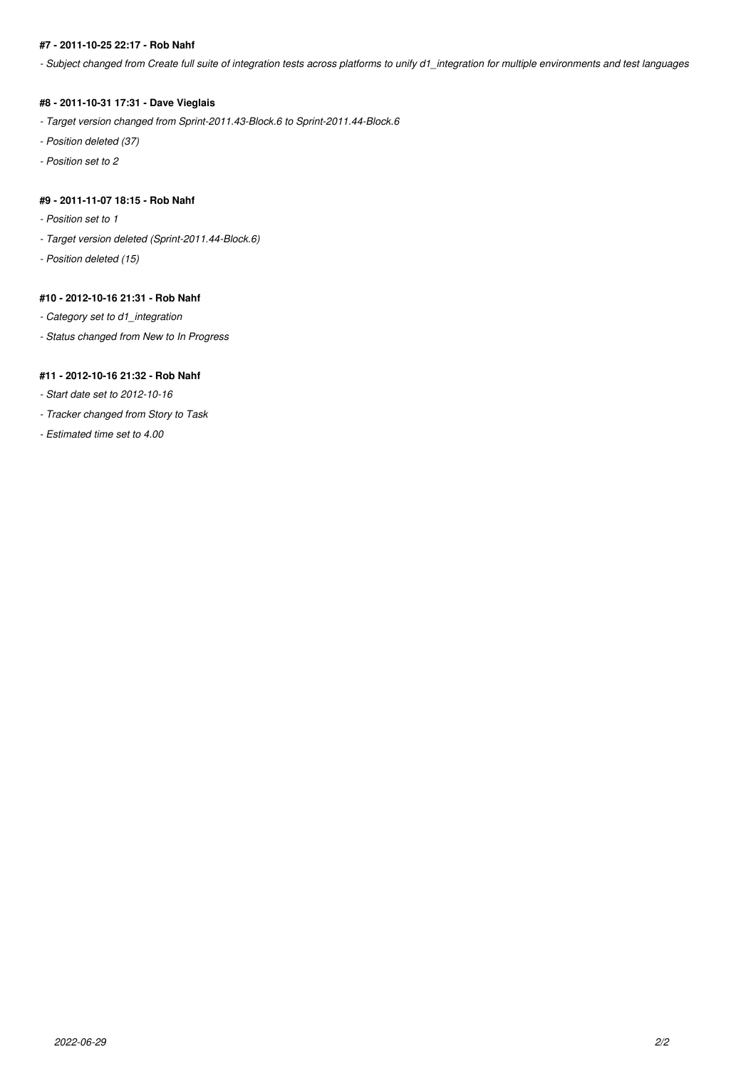#### #7 - 2011-10-25 22:17 - Rob Nahf

- *Subject changed from Create full suite of integration tests across platforms to unify d1_integration for multiple environments and test languages*

#### #8 - 2011-10-31 17:31 - Dave Vieglais

- *Target version changed from Sprint-2011.43-Block.6 to Sprint-2011.44-Block.6*
- *Position deleted (37)*
- *Position set to 2*

#### #9 - 2011-11-07 18:15 - Rob Nahf

- *Position set to 1*
- *Target version deleted (Sprint-2011.44-Block.6)*
- *Position deleted (15)*

#### #10 - 2012-10-16 21:31 - Rob Nahf

- *Category set to d1_integration*
- *Status changed from New to In Progress*

#### #11 - 2012-10-16 21:32 - Rob Nahf

- *Start date set to 2012-10-16*
- *Tracker changed from Story to Task*
- *Estimated time set to 4.00*